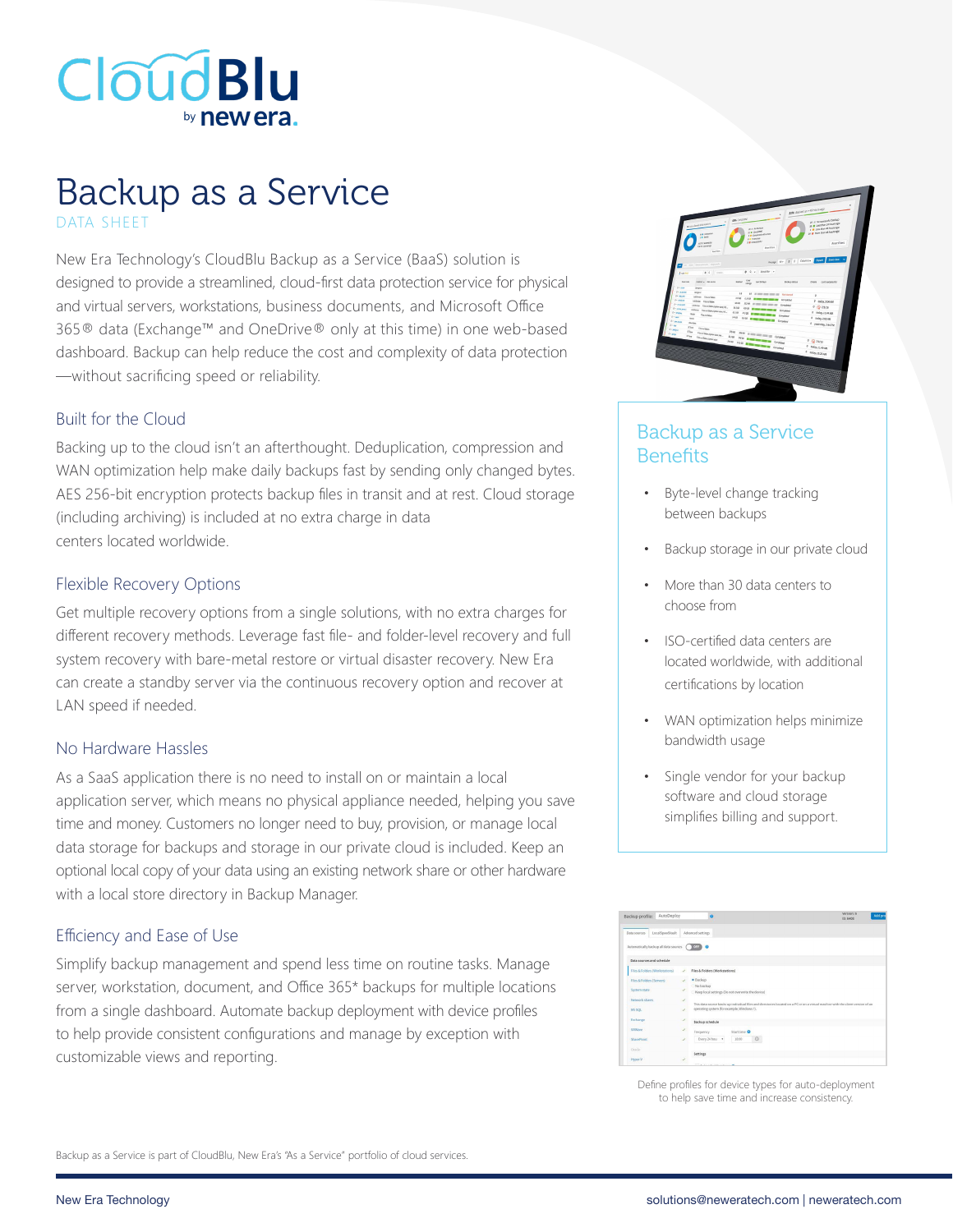# Backup as a Service

DATA SHEET

New Era Technology's CloudBlu Backup as a Service (BaaS) solution is designed to provide a streamlined, cloud-first data protection service for physical and virtual servers, workstations, business documents, and Microsoft Office 365® data (Exchange™ and OneDrive® only at this time) in one web-based dashboard. Backup can help reduce the cost and complexity of data protection —without sacrificing speed or reliability.

## Built for the Cloud

Backing up to the cloud isn't an afterthought. Deduplication, compression and WAN optimization help make daily backups fast by sending only changed bytes. AES 256-bit encryption protects backup files in transit and at rest. Cloud storage (including archiving) is included at no extra charge in data centers located worldwide.

## Flexible Recovery Options

Get multiple recovery options from a single solutions, with no extra charges for different recovery methods. Leverage fast file- and folder-level recovery and full system recovery with bare-metal restore or virtual disaster recovery. New Era can create a standby server via the continuous recovery option and recover at LAN speed if needed.

## No Hardware Hassles

As a SaaS application there is no need to install on or maintain a local application server, which means no physical appliance needed, helping you save time and money. Customers no longer need to buy, provision, or manage local data storage for backups and storage in our private cloud is included. Keep an optional local copy of your data using an existing network share or other hardware with a local store directory in Backup Manager.

## Efficiency and Ease of Use

Simplify backup management and spend less time on routine tasks. Manage server, workstation, document, and Office 365* backups for multiple locations from a single dashboard. Automate backup deployment with device profiles to help provide consistent configurations and manage by exception with customizable views and reporting.

## Backup as a Service Benefits

- Byte-level change tracking between backups
- Backup storage in our private cloud
- More than 30 data centers to choose from
- ISO-certified data centers are located worldwide, with additional certifications by location
- WAN optimization helps minimize bandwidth usage
- Single vendor for your backup software and cloud storage simplifies billing and support.

Define profiles for device types for auto-deployment to help save time and increase consistency.

Backup as a Service is part of CloudBlu, New Era's "As a Service" portfolio of cloud services.

New Era Technology | solutions@neweratech.com | neweratech.com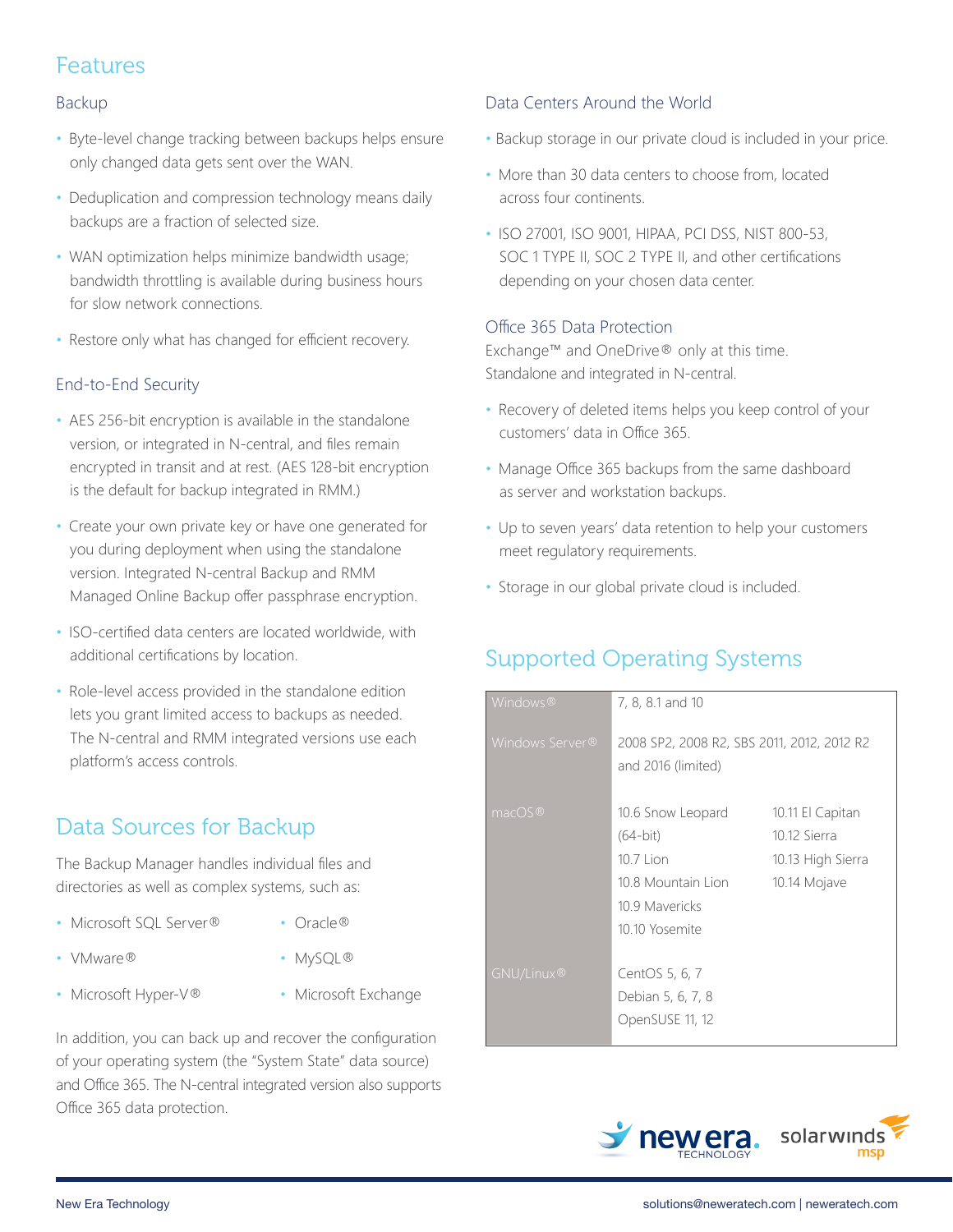## Features

### Backup

- Byte-level change tracking between backups helps ensure only changed data gets sent over the WAN.
- Deduplication and compression technology means daily backups are a fraction of selected size.
- WAN optimization helps minimize bandwidth usage; bandwidth throttling is available during business hours for slow network connections.
- Restore only what has changed for efficient recovery.

### End-to-End Security

- AES 256-bit encryption is available in the standalone version, or integrated in N-central, and files remain encrypted in transit and at rest. (AES 128-bit encryption is the default for backup integrated in RMM.)
- Create your own private key or have one generated for you during deployment when using the standalone version. Integrated N-central Backup and RMM Managed Online Backup offer passphrase encryption.
- ISO-certified data centers are located worldwide, with additional certifications by location.
- Role-level access provided in the standalone edition lets you grant limited access to backups as needed. The N-central and RMM integrated versions use each platform's access controls.

## Data Sources for Backup

The Backup Manager handles individual files and directories as well as complex systems, such as:

- Microsoft SQL Server®
- Oracle®
- VMware®
- MySQL®
- Microsoft Hyper-V®
- Microsoft Exchange

In addition, you can back up and recover the configuration of your operating system (the "System State" data source) and Office 365. The N-central integrated version also supports Office 365 data protection.

### Data Centers Around the World

- Backup storage in our private cloud is included in your price.
- More than 30 data centers to choose from, located across four continents.
- ISO 27001, ISO 9001, HIPAA, PCI DSS, NIST 800-53, SOC 1 TYPE II, SOC 2 TYPE II, and other certifications depending on your chosen data center.

### Office 365 Data Protection

Exchange™ and OneDrive® only at this time.
Standalone and integrated in N-central.

- Recovery of deleted items helps you keep control of your customers' data in Office 365.
- Manage Office 365 backups from the same dashboard as server and workstation backups.
- Up to seven years' data retention to help your customers meet regulatory requirements.
- Storage in our global private cloud is included.

## Supported Operating Systems

| | | |
|---|---|---|
| Windows® | 7, 8, 8.1 and 10 | |
| Windows Server® | 2008 SP2, 2008 R2, SBS 2011, 2012, 2012 R2 and 2016 (limited) | |
| macOS® | 10.6 Snow Leopard (64-bit)<br>10.7 Lion<br>10.8 Mountain Lion<br>10.9 Mavericks<br>10.10 Yosemite | 10.11 El Capitan<br>10.12 Sierra<br>10.13 High Sierra<br>10.14 Mojave |
| GNU/Linux® | CentOS 5, 6, 7<br>Debian 5, 6, 7, 8<br>OpenSUSE 11, 12 | |

New Era Technology | solutions@neweratech.com | neweratech.com